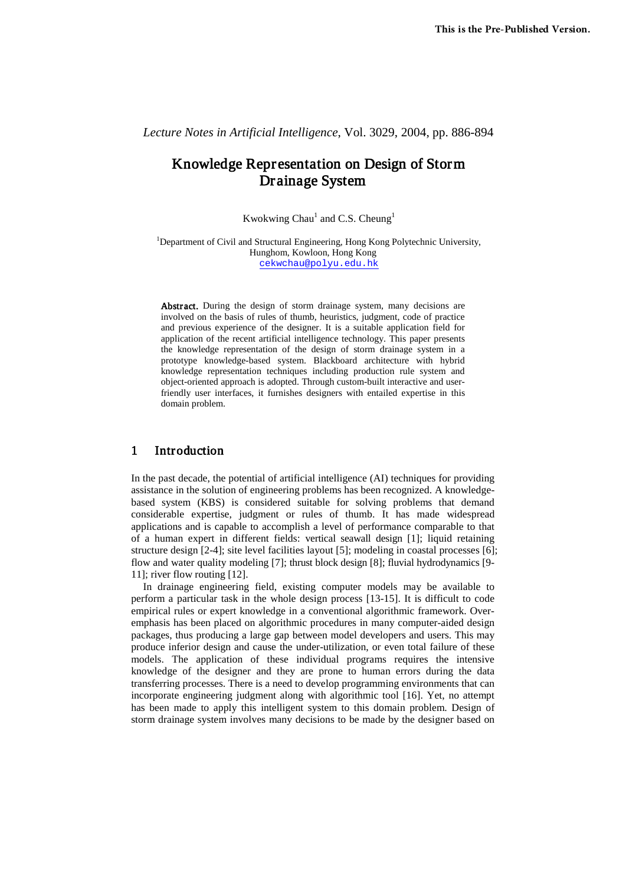This is the Pre-Published Version.

*Lecture Notes in Artificial Intelligence*, Vol. 3029, 2004, pp. 886-894

# Knowledge Representation on Design of Storm Drainage System

Kwokwing Chau[1] and C.S. Cheung[1]

[1]Department of Civil and Structural Engineering, Hong Kong Polytechnic University, Hunghom, Kowloon, Hong Kong
cekwchau@polyu.edu.hk

**Abstract.** During the design of storm drainage system, many decisions are involved on the basis of rules of thumb, heuristics, judgment, code of practice and previous experience of the designer. It is a suitable application field for application of the recent artificial intelligence technology. This paper presents the knowledge representation of the design of storm drainage system in a prototype knowledge-based system. Blackboard architecture with hybrid knowledge representation techniques including production rule system and object-oriented approach is adopted. Through custom-built interactive and user-friendly user interfaces, it furnishes designers with entailed expertise in this domain problem.

## 1 Introduction

In the past decade, the potential of artificial intelligence (AI) techniques for providing assistance in the solution of engineering problems has been recognized. A knowledge-based system (KBS) is considered suitable for solving problems that demand considerable expertise, judgment or rules of thumb. It has made widespread applications and is capable to accomplish a level of performance comparable to that of a human expert in different fields: vertical seawall design [1]; liquid retaining structure design [2-4]; site level facilities layout [5]; modeling in coastal processes [6]; flow and water quality modeling [7]; thrust block design [8]; fluvial hydrodynamics [9-11]; river flow routing [12].

In drainage engineering field, existing computer models may be available to perform a particular task in the whole design process [13-15]. It is difficult to code empirical rules or expert knowledge in a conventional algorithmic framework. Over-emphasis has been placed on algorithmic procedures in many computer-aided design packages, thus producing a large gap between model developers and users. This may produce inferior design and cause the under-utilization, or even total failure of these models. The application of these individual programs requires the intensive knowledge of the designer and they are prone to human errors during the data transferring processes. There is a need to develop programming environments that can incorporate engineering judgment along with algorithmic tool [16]. Yet, no attempt has been made to apply this intelligent system to this domain problem. Design of storm drainage system involves many decisions to be made by the designer based on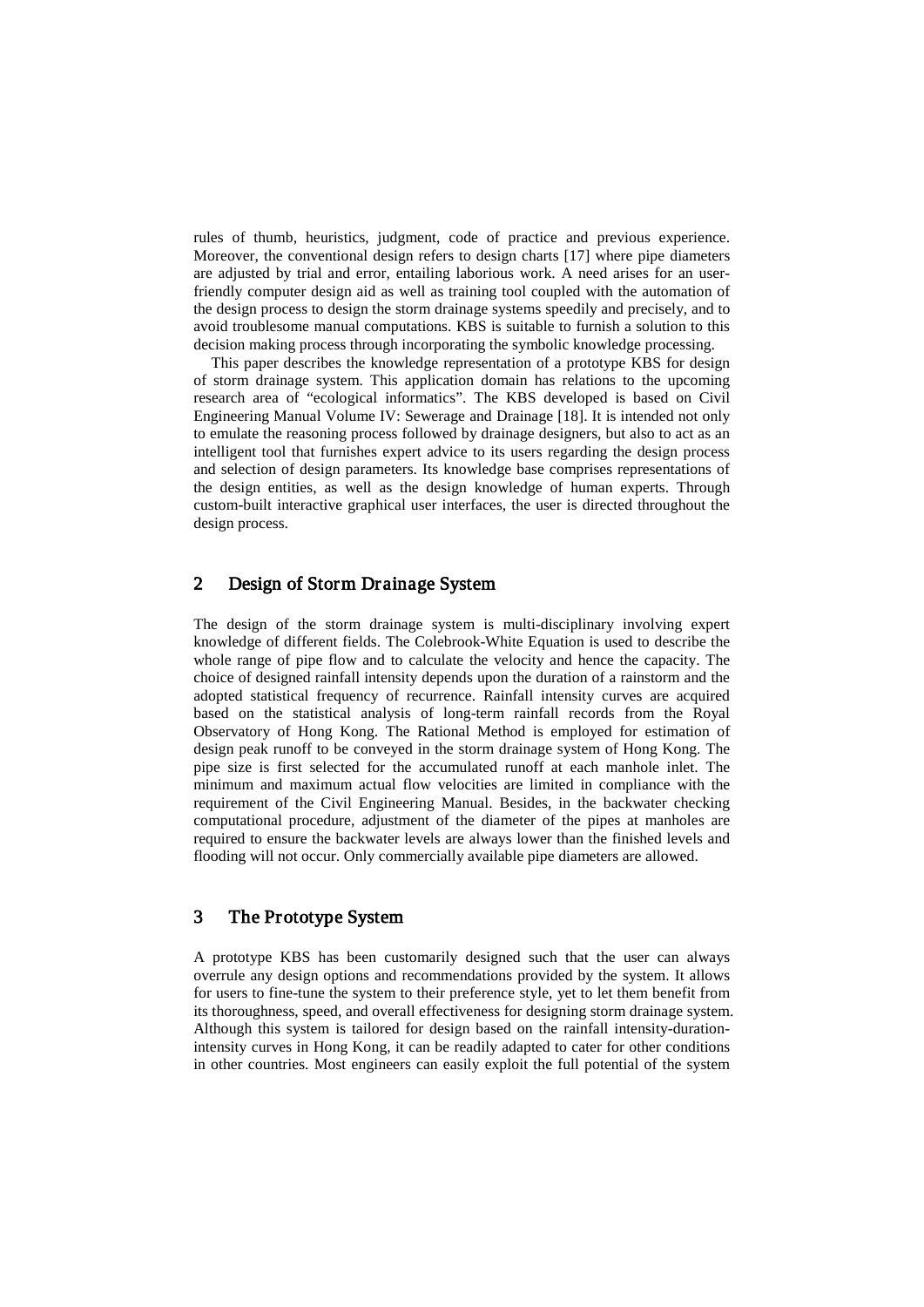rules of thumb, heuristics, judgment, code of practice and previous experience. Moreover, the conventional design refers to design charts [17] where pipe diameters are adjusted by trial and error, entailing laborious work. A need arises for an user-friendly computer design aid as well as training tool coupled with the automation of the design process to design the storm drainage systems speedily and precisely, and to avoid troublesome manual computations. KBS is suitable to furnish a solution to this decision making process through incorporating the symbolic knowledge processing.

This paper describes the knowledge representation of a prototype KBS for design of storm drainage system. This application domain has relations to the upcoming research area of "ecological informatics". The KBS developed is based on Civil Engineering Manual Volume IV: Sewerage and Drainage [18]. It is intended not only to emulate the reasoning process followed by drainage designers, but also to act as an intelligent tool that furnishes expert advice to its users regarding the design process and selection of design parameters. Its knowledge base comprises representations of the design entities, as well as the design knowledge of human experts. Through custom-built interactive graphical user interfaces, the user is directed throughout the design process.

## 2 Design of Storm Drainage System

The design of the storm drainage system is multi-disciplinary involving expert knowledge of different fields. The Colebrook-White Equation is used to describe the whole range of pipe flow and to calculate the velocity and hence the capacity. The choice of designed rainfall intensity depends upon the duration of a rainstorm and the adopted statistical frequency of recurrence. Rainfall intensity curves are acquired based on the statistical analysis of long-term rainfall records from the Royal Observatory of Hong Kong. The Rational Method is employed for estimation of design peak runoff to be conveyed in the storm drainage system of Hong Kong. The pipe size is first selected for the accumulated runoff at each manhole inlet. The minimum and maximum actual flow velocities are limited in compliance with the requirement of the Civil Engineering Manual. Besides, in the backwater checking computational procedure, adjustment of the diameter of the pipes at manholes are required to ensure the backwater levels are always lower than the finished levels and flooding will not occur. Only commercially available pipe diameters are allowed.

## 3 The Prototype System

A prototype KBS has been customarily designed such that the user can always overrule any design options and recommendations provided by the system. It allows for users to fine-tune the system to their preference style, yet to let them benefit from its thoroughness, speed, and overall effectiveness for designing storm drainage system. Although this system is tailored for design based on the rainfall intensity-duration-intensity curves in Hong Kong, it can be readily adapted to cater for other conditions in other countries. Most engineers can easily exploit the full potential of the system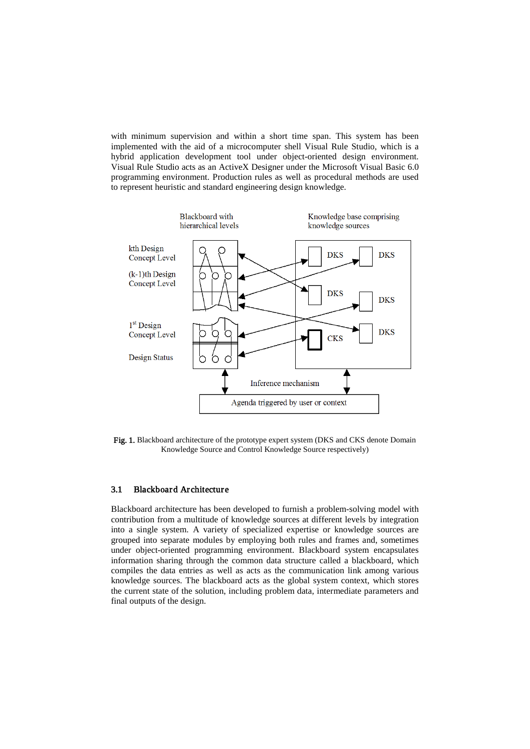with minimum supervision and within a short time span. This system has been implemented with the aid of a microcomputer shell Visual Rule Studio, which is a hybrid application development tool under object-oriented design environment. Visual Rule Studio acts as an ActiveX Designer under the Microsoft Visual Basic 6.0 programming environment. Production rules as well as procedural methods are used to represent heuristic and standard engineering design knowledge.

**Fig. 1.** Blackboard architecture of the prototype expert system (DKS and CKS denote Domain Knowledge Source and Control Knowledge Source respectively)

### 3.1 Blackboard Architecture

Blackboard architecture has been developed to furnish a problem-solving model with contribution from a multitude of knowledge sources at different levels by integration into a single system. A variety of specialized expertise or knowledge sources are grouped into separate modules by employing both rules and frames and, sometimes under object-oriented programming environment. Blackboard system encapsulates information sharing through the common data structure called a blackboard, which compiles the data entries as well as acts as the communication link among various knowledge sources. The blackboard acts as the global system context, which stores the current state of the solution, including problem data, intermediate parameters and final outputs of the design.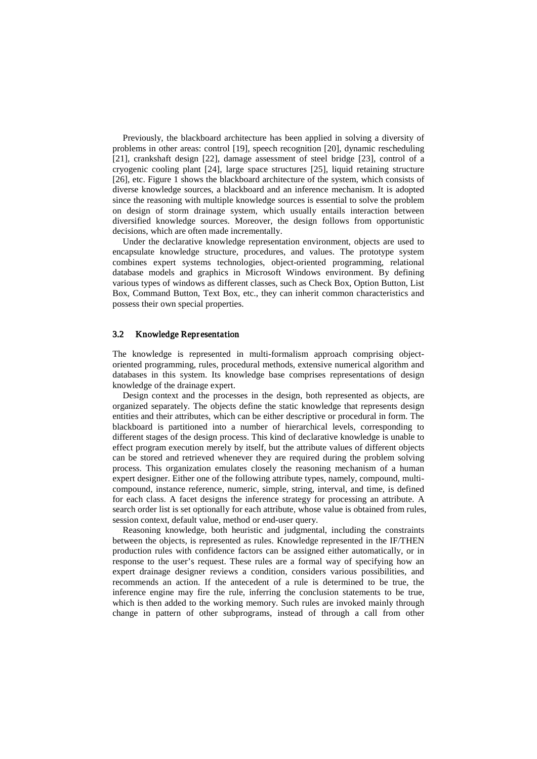Previously, the blackboard architecture has been applied in solving a diversity of problems in other areas: control [19], speech recognition [20], dynamic rescheduling [21], crankshaft design [22], damage assessment of steel bridge [23], control of a cryogenic cooling plant [24], large space structures [25], liquid retaining structure [26], etc. Figure 1 shows the blackboard architecture of the system, which consists of diverse knowledge sources, a blackboard and an inference mechanism. It is adopted since the reasoning with multiple knowledge sources is essential to solve the problem on design of storm drainage system, which usually entails interaction between diversified knowledge sources. Moreover, the design follows from opportunistic decisions, which are often made incrementally.

Under the declarative knowledge representation environment, objects are used to encapsulate knowledge structure, procedures, and values. The prototype system combines expert systems technologies, object-oriented programming, relational database models and graphics in Microsoft Windows environment. By defining various types of windows as different classes, such as Check Box, Option Button, List Box, Command Button, Text Box, etc., they can inherit common characteristics and possess their own special properties.

### 3.2 Knowledge Representation

The knowledge is represented in multi-formalism approach comprising object-oriented programming, rules, procedural methods, extensive numerical algorithm and databases in this system. Its knowledge base comprises representations of design knowledge of the drainage expert.

Design context and the processes in the design, both represented as objects, are organized separately. The objects define the static knowledge that represents design entities and their attributes, which can be either descriptive or procedural in form. The blackboard is partitioned into a number of hierarchical levels, corresponding to different stages of the design process. This kind of declarative knowledge is unable to effect program execution merely by itself, but the attribute values of different objects can be stored and retrieved whenever they are required during the problem solving process. This organization emulates closely the reasoning mechanism of a human expert designer. Either one of the following attribute types, namely, compound, multi-compound, instance reference, numeric, simple, string, interval, and time, is defined for each class. A facet designs the inference strategy for processing an attribute. A search order list is set optionally for each attribute, whose value is obtained from rules, session context, default value, method or end-user query.

Reasoning knowledge, both heuristic and judgmental, including the constraints between the objects, is represented as rules. Knowledge represented in the IF/THEN production rules with confidence factors can be assigned either automatically, or in response to the user's request. These rules are a formal way of specifying how an expert drainage designer reviews a condition, considers various possibilities, and recommends an action. If the antecedent of a rule is determined to be true, the inference engine may fire the rule, inferring the conclusion statements to be true, which is then added to the working memory. Such rules are invoked mainly through change in pattern of other subprograms, instead of through a call from other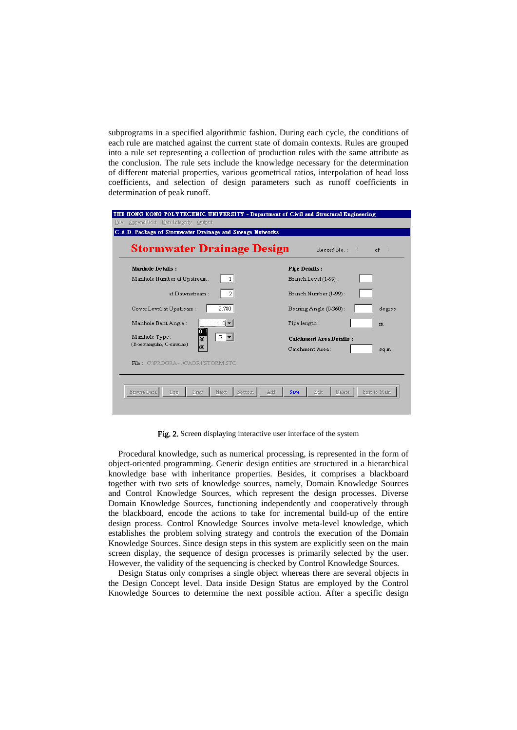subprograms in a specified algorithmic fashion. During each cycle, the conditions of each rule are matched against the current state of domain contexts. Rules are grouped into a rule set representing a collection of production rules with the same attribute as the conclusion. The rule sets include the knowledge necessary for the determination of different material properties, various geometrical ratios, interpolation of head loss coefficients, and selection of design parameters such as runoff coefficients in determination of peak runoff.

**Fig. 2.** Screen displaying interactive user interface of the system

Procedural knowledge, such as numerical processing, is represented in the form of object-oriented programming. Generic design entities are structured in a hierarchical knowledge base with inheritance properties. Besides, it comprises a blackboard together with two sets of knowledge sources, namely, Domain Knowledge Sources and Control Knowledge Sources, which represent the design processes. Diverse Domain Knowledge Sources, functioning independently and cooperatively through the blackboard, encode the actions to take for incremental build-up of the entire design process. Control Knowledge Sources involve meta-level knowledge, which establishes the problem solving strategy and controls the execution of the Domain Knowledge Sources. Since design steps in this system are explicitly seen on the main screen display, the sequence of design processes is primarily selected by the user. However, the validity of the sequencing is checked by Control Knowledge Sources.

Design Status only comprises a single object whereas there are several objects in the Design Concept level. Data inside Design Status are employed by the Control Knowledge Sources to determine the next possible action. After a specific design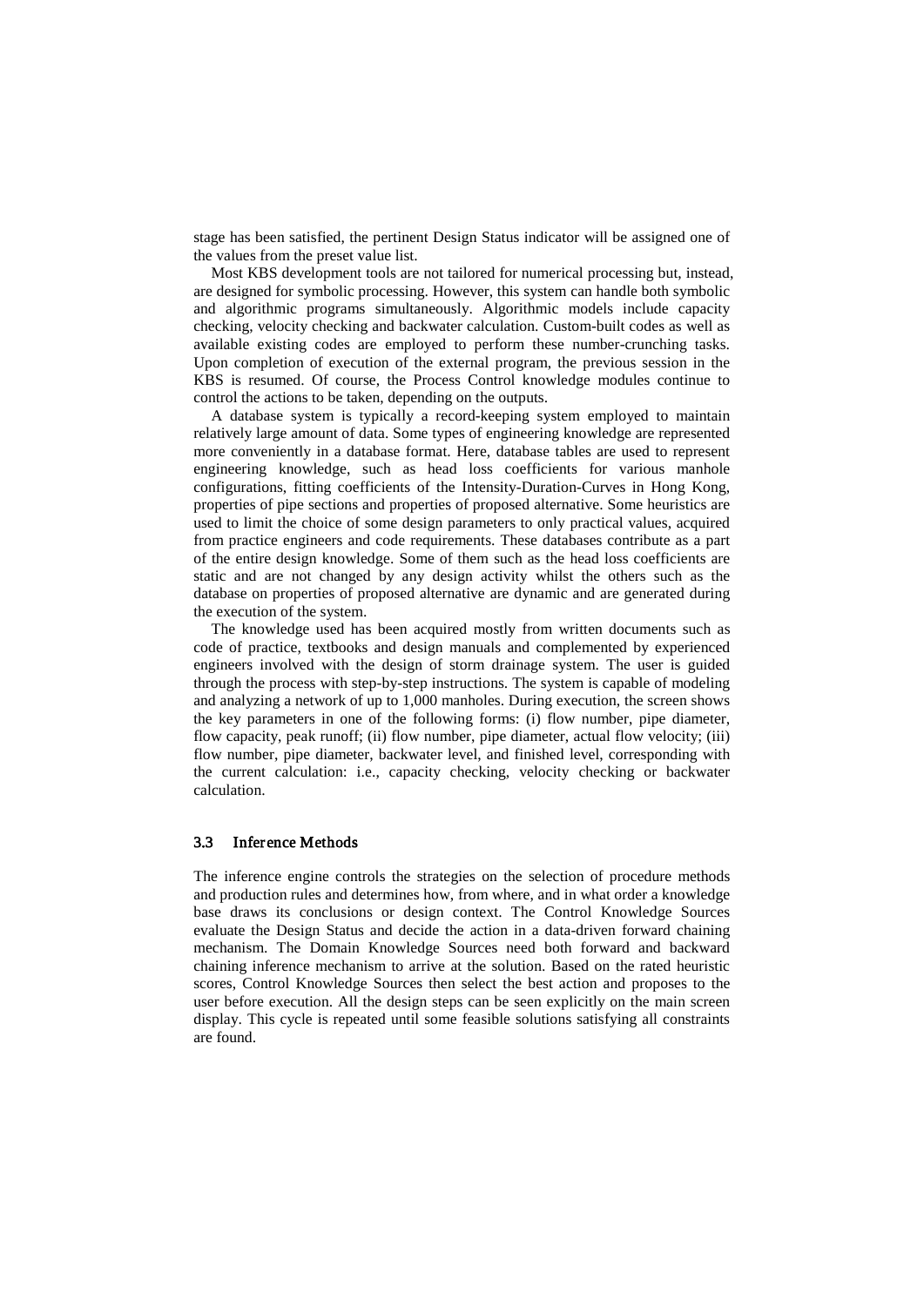stage has been satisfied, the pertinent Design Status indicator will be assigned one of the values from the preset value list.

Most KBS development tools are not tailored for numerical processing but, instead, are designed for symbolic processing. However, this system can handle both symbolic and algorithmic programs simultaneously. Algorithmic models include capacity checking, velocity checking and backwater calculation. Custom-built codes as well as available existing codes are employed to perform these number-crunching tasks. Upon completion of execution of the external program, the previous session in the KBS is resumed. Of course, the Process Control knowledge modules continue to control the actions to be taken, depending on the outputs.

A database system is typically a record-keeping system employed to maintain relatively large amount of data. Some types of engineering knowledge are represented more conveniently in a database format. Here, database tables are used to represent engineering knowledge, such as head loss coefficients for various manhole configurations, fitting coefficients of the Intensity-Duration-Curves in Hong Kong, properties of pipe sections and properties of proposed alternative. Some heuristics are used to limit the choice of some design parameters to only practical values, acquired from practice engineers and code requirements. These databases contribute as a part of the entire design knowledge. Some of them such as the head loss coefficients are static and are not changed by any design activity whilst the others such as the database on properties of proposed alternative are dynamic and are generated during the execution of the system.

The knowledge used has been acquired mostly from written documents such as code of practice, textbooks and design manuals and complemented by experienced engineers involved with the design of storm drainage system. The user is guided through the process with step-by-step instructions. The system is capable of modeling and analyzing a network of up to 1,000 manholes. During execution, the screen shows the key parameters in one of the following forms: (i) flow number, pipe diameter, flow capacity, peak runoff; (ii) flow number, pipe diameter, actual flow velocity; (iii) flow number, pipe diameter, backwater level, and finished level, corresponding with the current calculation: i.e., capacity checking, velocity checking or backwater calculation.

### 3.3 Inference Methods

The inference engine controls the strategies on the selection of procedure methods and production rules and determines how, from where, and in what order a knowledge base draws its conclusions or design context. The Control Knowledge Sources evaluate the Design Status and decide the action in a data-driven forward chaining mechanism. The Domain Knowledge Sources need both forward and backward chaining inference mechanism to arrive at the solution. Based on the rated heuristic scores, Control Knowledge Sources then select the best action and proposes to the user before execution. All the design steps can be seen explicitly on the main screen display. This cycle is repeated until some feasible solutions satisfying all constraints are found.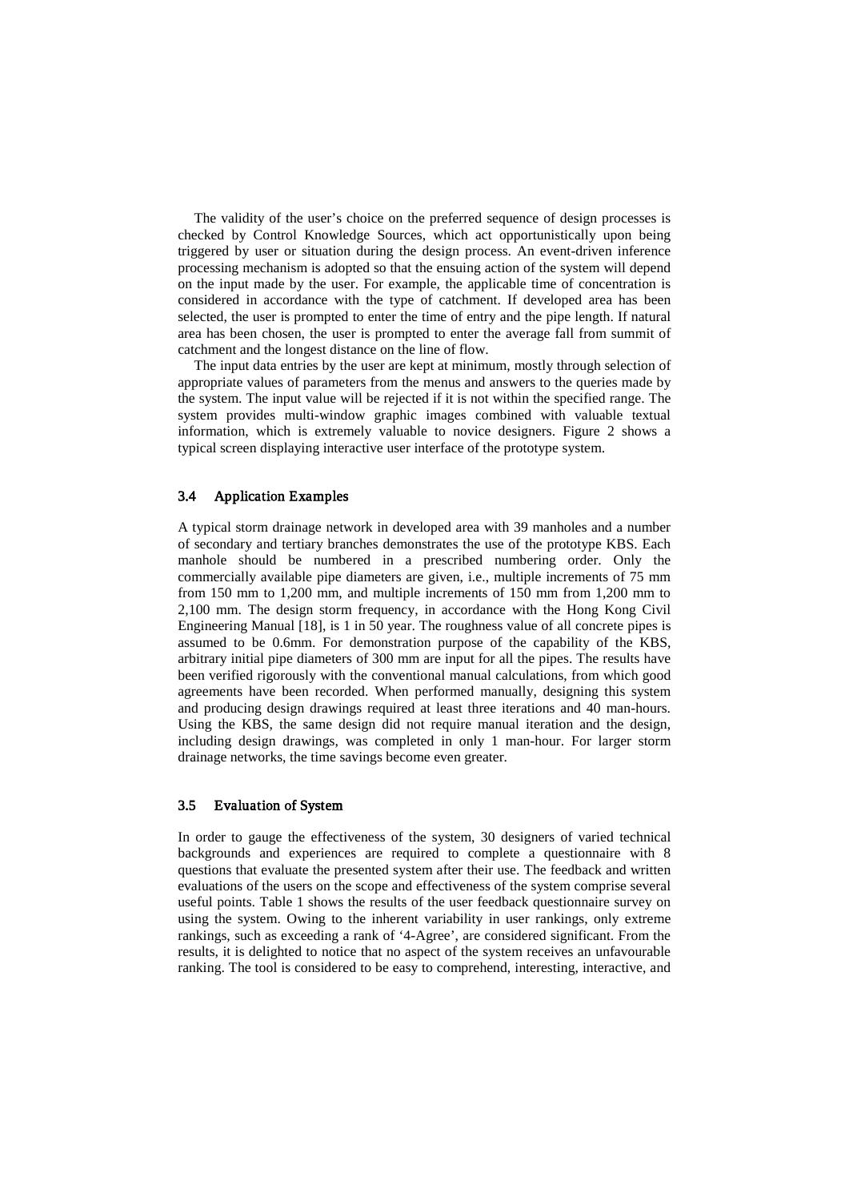The validity of the user's choice on the preferred sequence of design processes is checked by Control Knowledge Sources, which act opportunistically upon being triggered by user or situation during the design process. An event-driven inference processing mechanism is adopted so that the ensuing action of the system will depend on the input made by the user. For example, the applicable time of concentration is considered in accordance with the type of catchment. If developed area has been selected, the user is prompted to enter the time of entry and the pipe length. If natural area has been chosen, the user is prompted to enter the average fall from summit of catchment and the longest distance on the line of flow.

The input data entries by the user are kept at minimum, mostly through selection of appropriate values of parameters from the menus and answers to the queries made by the system. The input value will be rejected if it is not within the specified range. The system provides multi-window graphic images combined with valuable textual information, which is extremely valuable to novice designers. Figure 2 shows a typical screen displaying interactive user interface of the prototype system.

### 3.4 Application Examples

A typical storm drainage network in developed area with 39 manholes and a number of secondary and tertiary branches demonstrates the use of the prototype KBS. Each manhole should be numbered in a prescribed numbering order. Only the commercially available pipe diameters are given, i.e., multiple increments of 75 mm from 150 mm to 1,200 mm, and multiple increments of 150 mm from 1,200 mm to 2,100 mm. The design storm frequency, in accordance with the Hong Kong Civil Engineering Manual [18], is 1 in 50 year. The roughness value of all concrete pipes is assumed to be 0.6mm. For demonstration purpose of the capability of the KBS, arbitrary initial pipe diameters of 300 mm are input for all the pipes. The results have been verified rigorously with the conventional manual calculations, from which good agreements have been recorded. When performed manually, designing this system and producing design drawings required at least three iterations and 40 man-hours. Using the KBS, the same design did not require manual iteration and the design, including design drawings, was completed in only 1 man-hour. For larger storm drainage networks, the time savings become even greater.

### 3.5 Evaluation of System

In order to gauge the effectiveness of the system, 30 designers of varied technical backgrounds and experiences are required to complete a questionnaire with 8 questions that evaluate the presented system after their use. The feedback and written evaluations of the users on the scope and effectiveness of the system comprise several useful points. Table 1 shows the results of the user feedback questionnaire survey on using the system. Owing to the inherent variability in user rankings, only extreme rankings, such as exceeding a rank of '4-Agree', are considered significant. From the results, it is delighted to notice that no aspect of the system receives an unfavourable ranking. The tool is considered to be easy to comprehend, interesting, interactive, and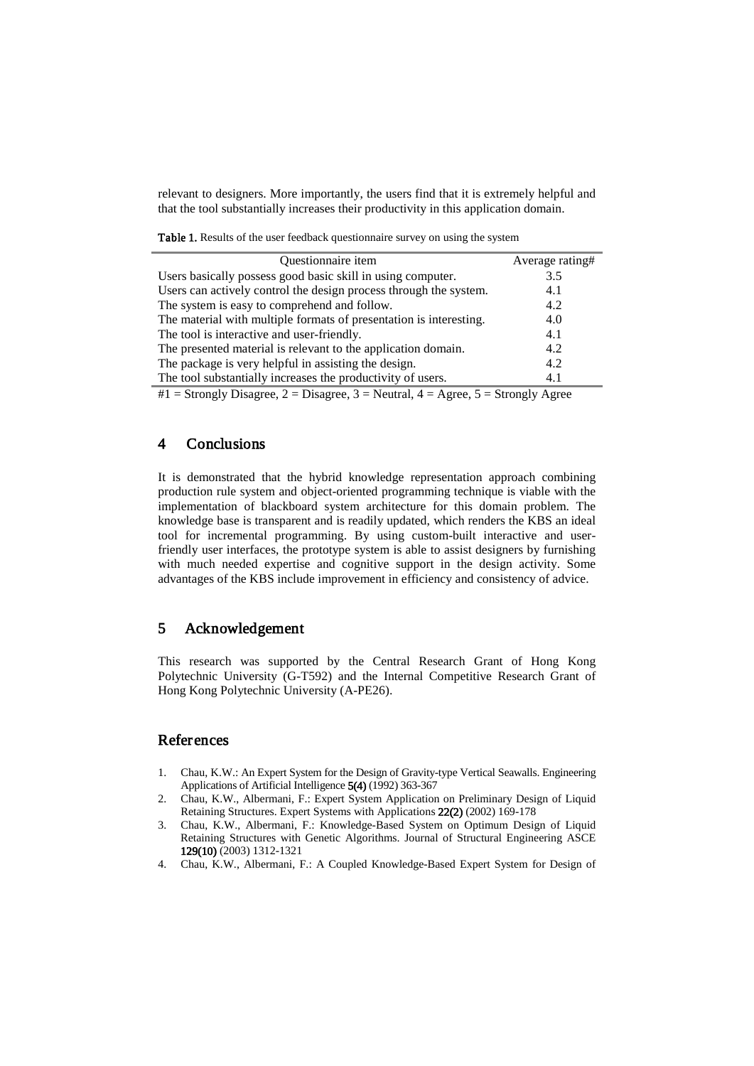relevant to designers. More importantly, the users find that it is extremely helpful and that the tool substantially increases their productivity in this application domain.

**Table 1.** Results of the user feedback questionnaire survey on using the system

| Questionnaire item | Average rating# |
|---|---|
| Users basically possess good basic skill in using computer. | 3.5 |
| Users can actively control the design process through the system. | 4.1 |
| The system is easy to comprehend and follow. | 4.2 |
| The material with multiple formats of presentation is interesting. | 4.0 |
| The tool is interactive and user-friendly. | 4.1 |
| The presented material is relevant to the application domain. | 4.2 |
| The package is very helpful in assisting the design. | 4.2 |
| The tool substantially increases the productivity of users. | 4.1 |

#1 = Strongly Disagree, 2 = Disagree, 3 = Neutral, 4 = Agree, 5 = Strongly Agree

## 4 Conclusions

It is demonstrated that the hybrid knowledge representation approach combining production rule system and object-oriented programming technique is viable with the implementation of blackboard system architecture for this domain problem. The knowledge base is transparent and is readily updated, which renders the KBS an ideal tool for incremental programming. By using custom-built interactive and user-friendly user interfaces, the prototype system is able to assist designers by furnishing with much needed expertise and cognitive support in the design activity. Some advantages of the KBS include improvement in efficiency and consistency of advice.

## 5 Acknowledgement

This research was supported by the Central Research Grant of Hong Kong Polytechnic University (G-T592) and the Internal Competitive Research Grant of Hong Kong Polytechnic University (A-PE26).

## References

1. Chau, K.W.: An Expert System for the Design of Gravity-type Vertical Seawalls. Engineering Applications of Artificial Intelligence **5(4)** (1992) 363-367
2. Chau, K.W., Albermani, F.: Expert System Application on Preliminary Design of Liquid Retaining Structures. Expert Systems with Applications **22(2)** (2002) 169-178
3. Chau, K.W., Albermani, F.: Knowledge-Based System on Optimum Design of Liquid Retaining Structures with Genetic Algorithms. Journal of Structural Engineering ASCE **129(10)** (2003) 1312-1321
4. Chau, K.W., Albermani, F.: A Coupled Knowledge-Based Expert System for Design of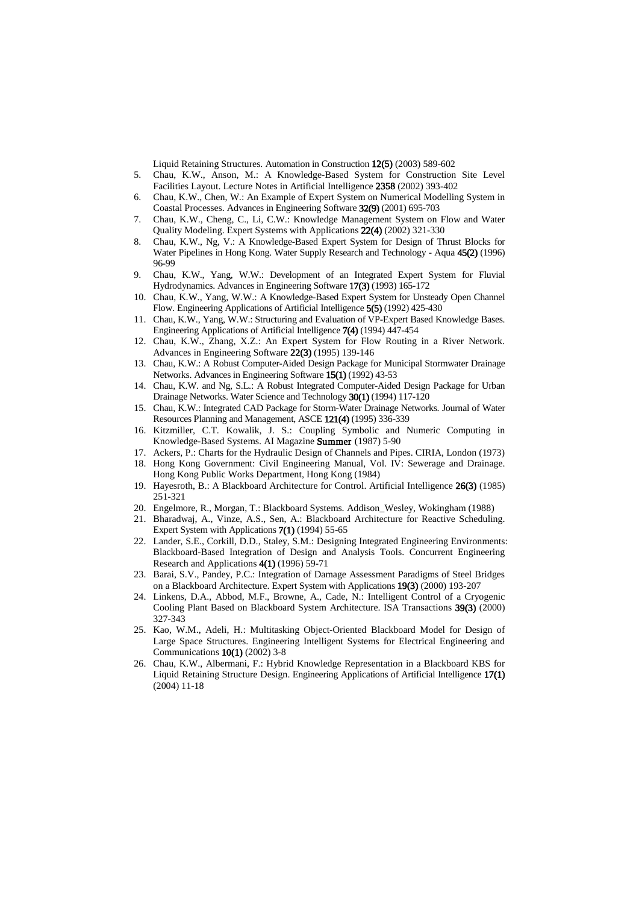Liquid Retaining Structures. Automation in Construction **12(5)** (2003) 589-602

5. Chau, K.W., Anson, M.: A Knowledge-Based System for Construction Site Level Facilities Layout. Lecture Notes in Artificial Intelligence **2358** (2002) 393-402
6. Chau, K.W., Chen, W.: An Example of Expert System on Numerical Modelling System in Coastal Processes. Advances in Engineering Software **32(9)** (2001) 695-703
7. Chau, K.W., Cheng, C., Li, C.W.: Knowledge Management System on Flow and Water Quality Modeling. Expert Systems with Applications **22(4)** (2002) 321-330
8. Chau, K.W., Ng, V.: A Knowledge-Based Expert System for Design of Thrust Blocks for Water Pipelines in Hong Kong. Water Supply Research and Technology - Aqua **45(2)** (1996) 96-99
9. Chau, K.W., Yang, W.W.: Development of an Integrated Expert System for Fluvial Hydrodynamics. Advances in Engineering Software **17(3)** (1993) 165-172
10. Chau, K.W., Yang, W.W.: A Knowledge-Based Expert System for Unsteady Open Channel Flow. Engineering Applications of Artificial Intelligence **5(5)** (1992) 425-430
11. Chau, K.W., Yang, W.W.: Structuring and Evaluation of VP-Expert Based Knowledge Bases. Engineering Applications of Artificial Intelligence **7(4)** (1994) 447-454
12. Chau, K.W., Zhang, X.Z.: An Expert System for Flow Routing in a River Network. Advances in Engineering Software **22(3)** (1995) 139-146
13. Chau, K.W.: A Robust Computer-Aided Design Package for Municipal Stormwater Drainage Networks. Advances in Engineering Software **15(1)** (1992) 43-53
14. Chau, K.W. and Ng, S.L.: A Robust Integrated Computer-Aided Design Package for Urban Drainage Networks. Water Science and Technology **30(1)** (1994) 117-120
15. Chau, K.W.: Integrated CAD Package for Storm-Water Drainage Networks. Journal of Water Resources Planning and Management, ASCE **121(4)** (1995) 336-339
16. Kitzmiller, C.T. Kowalik, J. S.: Coupling Symbolic and Numeric Computing in Knowledge-Based Systems. AI Magazine **Summer** (1987) 5-90
17. Ackers, P.: Charts for the Hydraulic Design of Channels and Pipes. CIRIA, London (1973)
18. Hong Kong Government: Civil Engineering Manual, Vol. IV: Sewerage and Drainage. Hong Kong Public Works Department, Hong Kong (1984)
19. Hayesroth, B.: A Blackboard Architecture for Control. Artificial Intelligence **26(3)** (1985) 251-321
20. Engelmore, R., Morgan, T.: Blackboard Systems. Addison_Wesley, Wokingham (1988)
21. Bharadwaj, A., Vinze, A.S., Sen, A.: Blackboard Architecture for Reactive Scheduling. Expert System with Applications **7(1)** (1994) 55-65
22. Lander, S.E., Corkill, D.D., Staley, S.M.: Designing Integrated Engineering Environments: Blackboard-Based Integration of Design and Analysis Tools. Concurrent Engineering Research and Applications **4(1)** (1996) 59-71
23. Barai, S.V., Pandey, P.C.: Integration of Damage Assessment Paradigms of Steel Bridges on a Blackboard Architecture. Expert System with Applications **19(3)** (2000) 193-207
24. Linkens, D.A., Abbod, M.F., Browne, A., Cade, N.: Intelligent Control of a Cryogenic Cooling Plant Based on Blackboard System Architecture. ISA Transactions **39(3)** (2000) 327-343
25. Kao, W.M., Adeli, H.: Multitasking Object-Oriented Blackboard Model for Design of Large Space Structures. Engineering Intelligent Systems for Electrical Engineering and Communications **10(1)** (2002) 3-8
26. Chau, K.W., Albermani, F.: Hybrid Knowledge Representation in a Blackboard KBS for Liquid Retaining Structure Design. Engineering Applications of Artificial Intelligence **17(1)** (2004) 11-18